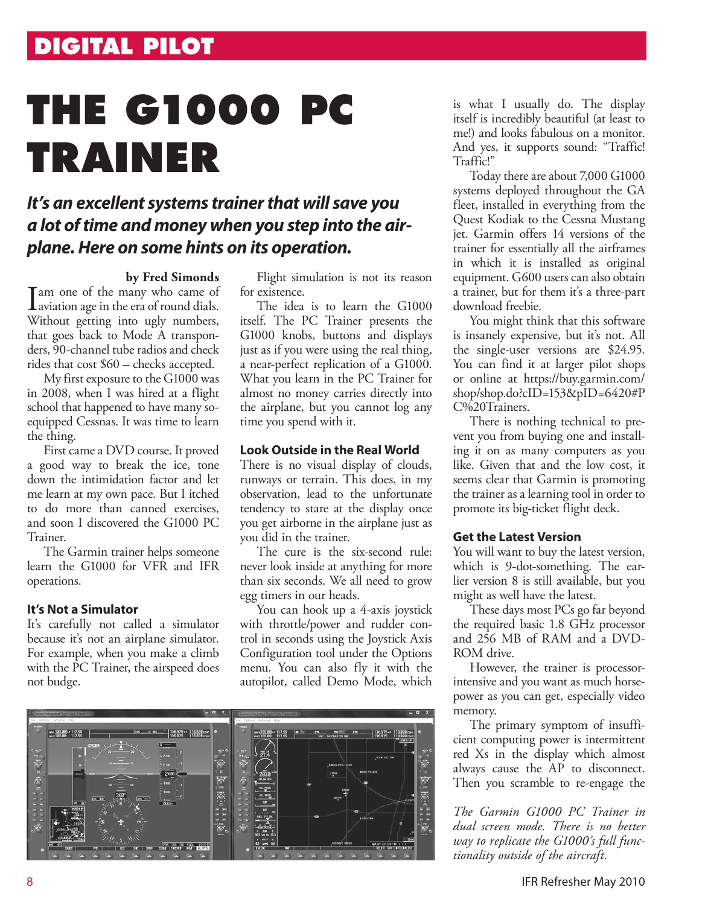# THE G1000 PC TRAINER

***It's an excellent systems trainer that will save you a lot of time and money when you step into the airplane. Here on some hints on its operation.***

**by Fred Simonds**

I am one of the many who came of aviation age in the era of round dials. Without getting into ugly numbers, that goes back to Mode A transponders, 90-channel tube radios and check rides that cost $60 – checks accepted.

My first exposure to the G1000 was in 2008, when I was hired at a flight school that happened to have many so-equipped Cessnas. It was time to learn the thing.

First came a DVD course. It proved a good way to break the ice, tone down the intimidation factor and let me learn at my own pace. But I itched to do more than canned exercises, and soon I discovered the G1000 PC Trainer.

The Garmin trainer helps someone learn the G1000 for VFR and IFR operations.

### It's Not a Simulator

It's carefully not called a simulator because it's not an airplane simulator. For example, when you make a climb with the PC Trainer, the airspeed does not budge.

Flight simulation is not its reason for existence.

The idea is to learn the G1000 itself. The PC Trainer presents the G1000 knobs, buttons and displays just as if you were using the real thing, a near-perfect replication of a G1000. What you learn in the PC Trainer for almost no money carries directly into the airplane, but you cannot log any time you spend with it.

### Look Outside in the Real World

There is no visual display of clouds, runways or terrain. This does, in my observation, lead to the unfortunate tendency to stare at the display once you get airborne in the airplane just as you did in the trainer.

The cure is the six-second rule: never look inside at anything for more than six seconds. We all need to grow egg timers in our heads.

You can hook up a 4-axis joystick with throttle/power and rudder control in seconds using the Joystick Axis Configuration tool under the Options menu. You can also fly it with the autopilot, called Demo Mode, which is what I usually do. The display itself is incredibly beautiful (at least to me!) and looks fabulous on a monitor. And yes, it supports sound: "Traffic! Traffic!"

Today there are about 7,000 G1000 systems deployed throughout the GA fleet, installed in everything from the Quest Kodiak to the Cessna Mustang jet. Garmin offers 14 versions of the trainer for essentially all the airframes in which it is installed as original equipment. G600 users can also obtain a trainer, but for them it's a three-part download freebie.

You might think that this software is insanely expensive, but it's not. All the single-user versions are $24.95. You can find it at larger pilot shops or online at https://buy.garmin.com/shop/shop.do?cID=153&pID=6420#PC%20Trainers.

There is nothing technical to prevent you from buying one and installing it on as many computers as you like. Given that and the low cost, it seems clear that Garmin is promoting the trainer as a learning tool in order to promote its big-ticket flight deck.

### Get the Latest Version

You will want to buy the latest version, which is 9-dot-something. The earlier version 8 is still available, but you might as well have the latest.

These days most PCs go far beyond the required basic 1.8 GHz processor and 256 MB of RAM and a DVD-ROM drive.

However, the trainer is processor-intensive and you want as much horsepower as you can get, especially video memory.

The primary symptom of insufficient computing power is intermittent red Xs in the display which almost always cause the AP to disconnect. Then you scramble to re-engage the

*The Garmin G1000 PC Trainer in dual screen mode. There is no better way to replicate the G1000's full functionality outside of the aircraft.*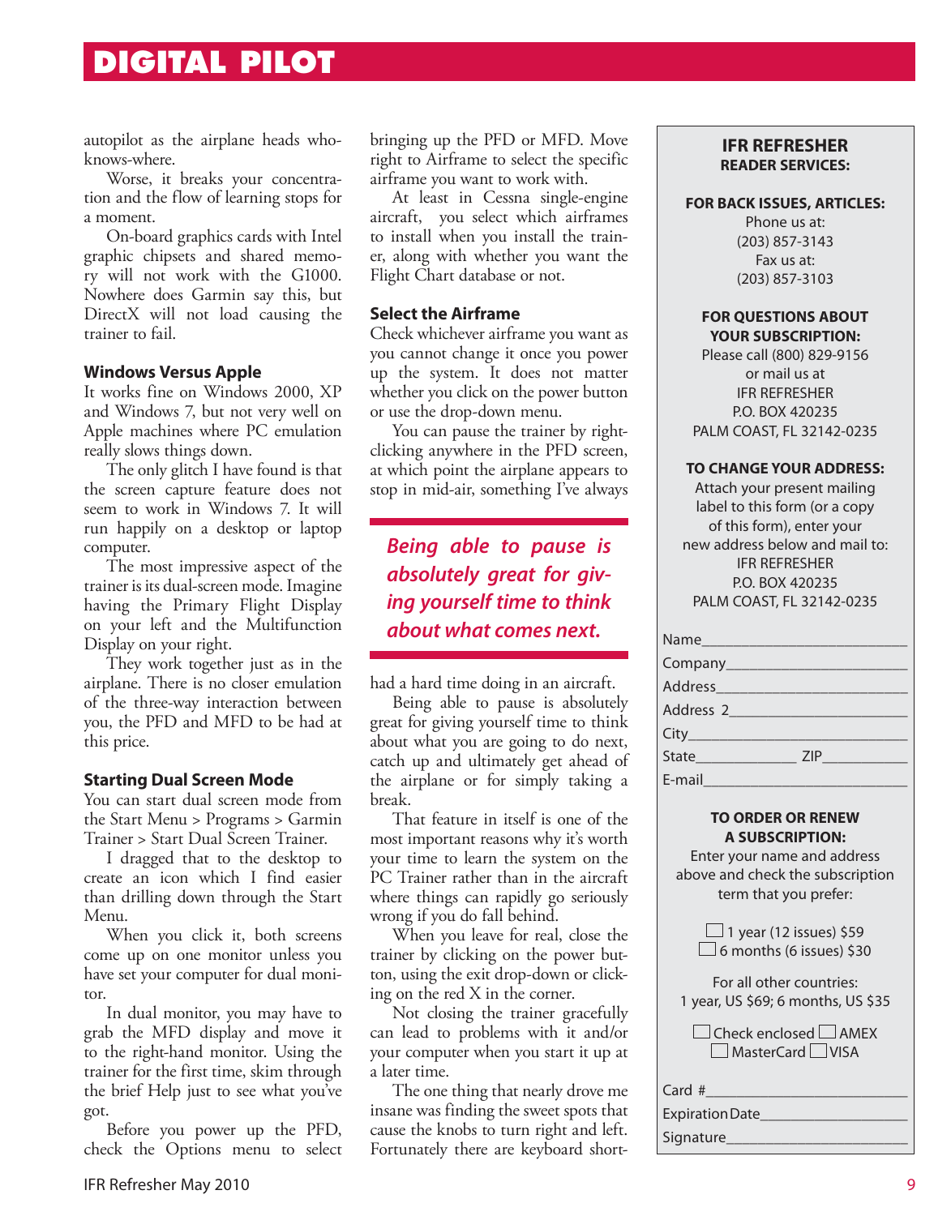autopilot as the airplane heads who-knows-where.

Worse, it breaks your concentration and the flow of learning stops for a moment.

On-board graphics cards with Intel graphic chipsets and shared memory will not work with the G1000. Nowhere does Garmin say this, but DirectX will not load causing the trainer to fail.

### Windows Versus Apple

It works fine on Windows 2000, XP and Windows 7, but not very well on Apple machines where PC emulation really slows things down.

The only glitch I have found is that the screen capture feature does not seem to work in Windows 7. It will run happily on a desktop or laptop computer.

The most impressive aspect of the trainer is its dual-screen mode. Imagine having the Primary Flight Display on your left and the Multifunction Display on your right.

They work together just as in the airplane. There is no closer emulation of the three-way interaction between you, the PFD and MFD to be had at this price.

### Starting Dual Screen Mode

You can start dual screen mode from the Start Menu > Programs > Garmin Trainer > Start Dual Screen Trainer.

I dragged that to the desktop to create an icon which I find easier than drilling down through the Start Menu.

When you click it, both screens come up on one monitor unless you have set your computer for dual monitor.

In dual monitor, you may have to grab the MFD display and move it to the right-hand monitor. Using the trainer for the first time, skim through the brief Help just to see what you've got.

Before you power up the PFD, check the Options menu to select bringing up the PFD or MFD. Move right to Airframe to select the specific airframe you want to work with.

At least in Cessna single-engine aircraft, you select which airframes to install when you install the trainer, along with whether you want the Flight Chart database or not.

### Select the Airframe

Check whichever airframe you want as you cannot change it once you power up the system. It does not matter whether you click on the power button or use the drop-down menu.

You can pause the trainer by right-clicking anywhere in the PFD screen, at which point the airplane appears to stop in mid-air, something I've always had a hard time doing in an aircraft.

> ***Being able to pause is absolutely great for giving yourself time to think about what comes next.***

Being able to pause is absolutely great for giving yourself time to think about what you are going to do next, catch up and ultimately get ahead of the airplane or for simply taking a break.

That feature in itself is one of the most important reasons why it's worth your time to learn the system on the PC Trainer rather than in the aircraft where things can rapidly go seriously wrong if you do fall behind.

When you leave for real, close the trainer by clicking on the power button, using the exit drop-down or clicking on the red X in the corner.

Not closing the trainer gracefully can lead to problems with it and/or your computer when you start it up at a later time.

The one thing that nearly drove me insane was finding the sweet spots that cause the knobs to turn right and left. Fortunately there are keyboard short-

---

## IFR REFRESHER
**READER SERVICES:**

**FOR BACK ISSUES, ARTICLES:**
Phone us at:
(203) 857-3143
Fax us at:
(203) 857-3103

**FOR QUESTIONS ABOUT YOUR SUBSCRIPTION:**
Please call (800) 829-9156
or mail us at
IFR REFRESHER
P.O. BOX 420235
PALM COAST, FL 32142-0235

**TO CHANGE YOUR ADDRESS:**
Attach your present mailing label to this form (or a copy of this form), enter your new address below and mail to:
IFR REFRESHER
P.O. BOX 420235
PALM COAST, FL 32142-0235

Name\_\_\_\_\_\_\_\_\_\_\_\_\_\_\_\_\_\_\_\_
Company\_\_\_\_\_\_\_\_\_\_\_\_\_\_\_\_\_\_\_\_
Address\_\_\_\_\_\_\_\_\_\_\_\_\_\_\_\_\_\_\_\_
Address 2\_\_\_\_\_\_\_\_\_\_\_\_\_\_\_\_\_\_\_\_
City\_\_\_\_\_\_\_\_\_\_\_\_\_\_\_\_\_\_\_\_
State\_\_\_\_\_\_\_\_ ZIP\_\_\_\_\_\_\_\_
E-mail\_\_\_\_\_\_\_\_\_\_\_\_\_\_\_\_\_\_\_\_

**TO ORDER OR RENEW A SUBSCRIPTION:**
Enter your name and address above and check the subscription term that you prefer:

☐ 1 year (12 issues) $59
☐ 6 months (6 issues) $30

For all other countries:
1 year, US $69; 6 months, US $35

☐ Check enclosed ☐ AMEX
☐ MasterCard ☐ VISA

Card #\_\_\_\_\_\_\_\_\_\_\_\_\_\_\_\_\_\_\_\_
Expiration Date\_\_\_\_\_\_\_\_\_\_\_\_\_\_\_\_\_\_\_\_
Signature\_\_\_\_\_\_\_\_\_\_\_\_\_\_\_\_\_\_\_\_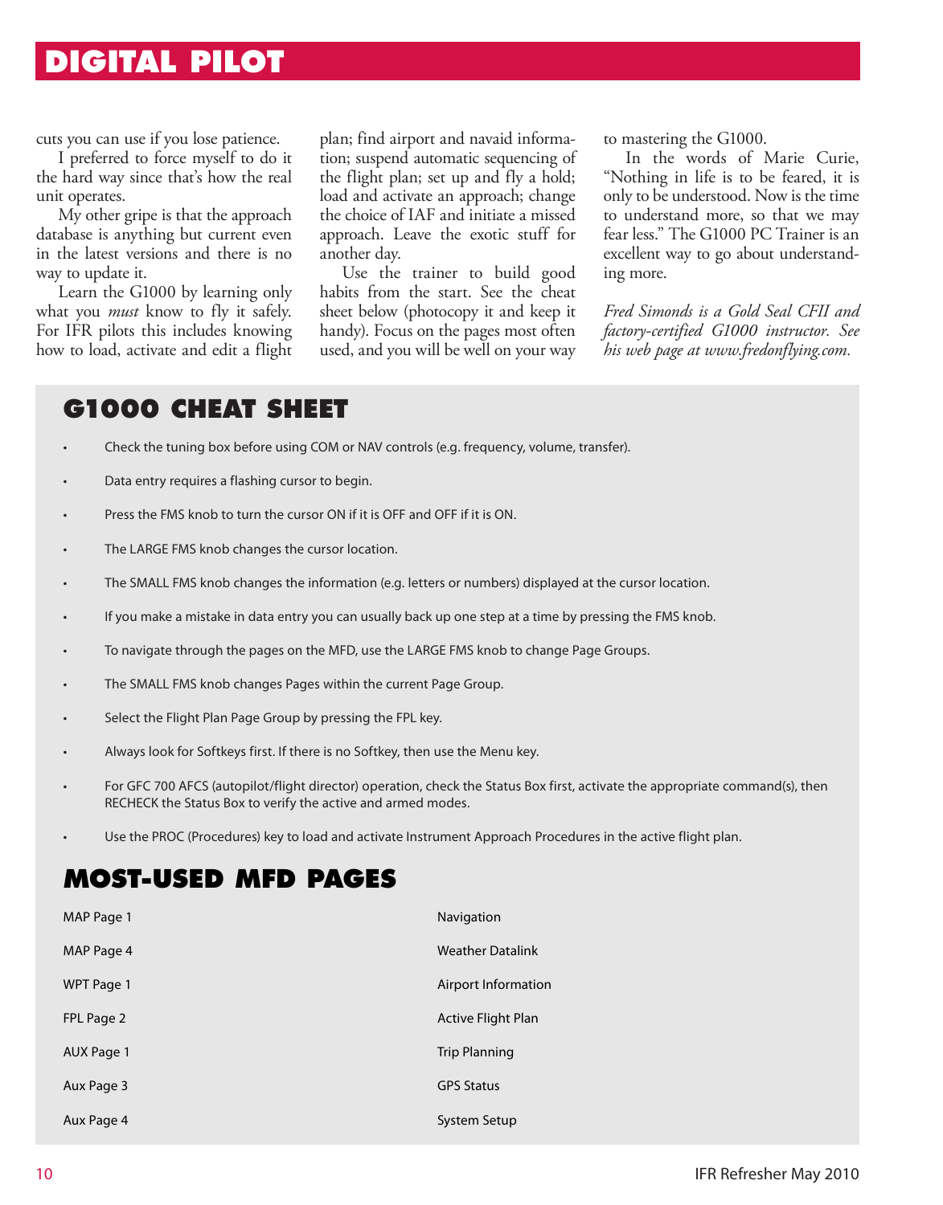cuts you can use if you lose patience.

I preferred to force myself to do it the hard way since that's how the real unit operates.

My other gripe is that the approach database is anything but current even in the latest versions and there is no way to update it.

Learn the G1000 by learning only what you *must* know to fly it safely. For IFR pilots this includes knowing how to load, activate and edit a flight plan; find airport and navaid information; suspend automatic sequencing of the flight plan; set up and fly a hold; load and activate an approach; change the choice of IAF and initiate a missed approach. Leave the exotic stuff for another day.

Use the trainer to build good habits from the start. See the cheat sheet below (photocopy it and keep it handy). Focus on the pages most often used, and you will be well on your way to mastering the G1000.

In the words of Marie Curie, "Nothing in life is to be feared, it is only to be understood. Now is the time to understand more, so that we may fear less." The G1000 PC Trainer is an excellent way to go about understanding more.

*Fred Simonds is a Gold Seal CFII and factory-certified G1000 instructor. See his web page at www.fredonflying.com.*

## G1000 CHEAT SHEET

- Check the tuning box before using COM or NAV controls (e.g. frequency, volume, transfer).
- Data entry requires a flashing cursor to begin.
- Press the FMS knob to turn the cursor ON if it is OFF and OFF if it is ON.
- The LARGE FMS knob changes the cursor location.
- The SMALL FMS knob changes the information (e.g. letters or numbers) displayed at the cursor location.
- If you make a mistake in data entry you can usually back up one step at a time by pressing the FMS knob.
- To navigate through the pages on the MFD, use the LARGE FMS knob to change Page Groups.
- The SMALL FMS knob changes Pages within the current Page Group.
- Select the Flight Plan Page Group by pressing the FPL key.
- Always look for Softkeys first. If there is no Softkey, then use the Menu key.
- For GFC 700 AFCS (autopilot/flight director) operation, check the Status Box first, activate the appropriate command(s), then RECHECK the Status Box to verify the active and armed modes.
- Use the PROC (Procedures) key to load and activate Instrument Approach Procedures in the active flight plan.

## MOST-USED MFD PAGES

| | |
|---|---|
| MAP Page 1 | Navigation |
| MAP Page 4 | Weather Datalink |
| WPT Page 1 | Airport Information |
| FPL Page 2 | Active Flight Plan |
| AUX Page 1 | Trip Planning |
| Aux Page 3 | GPS Status |
| Aux Page 4 | System Setup |